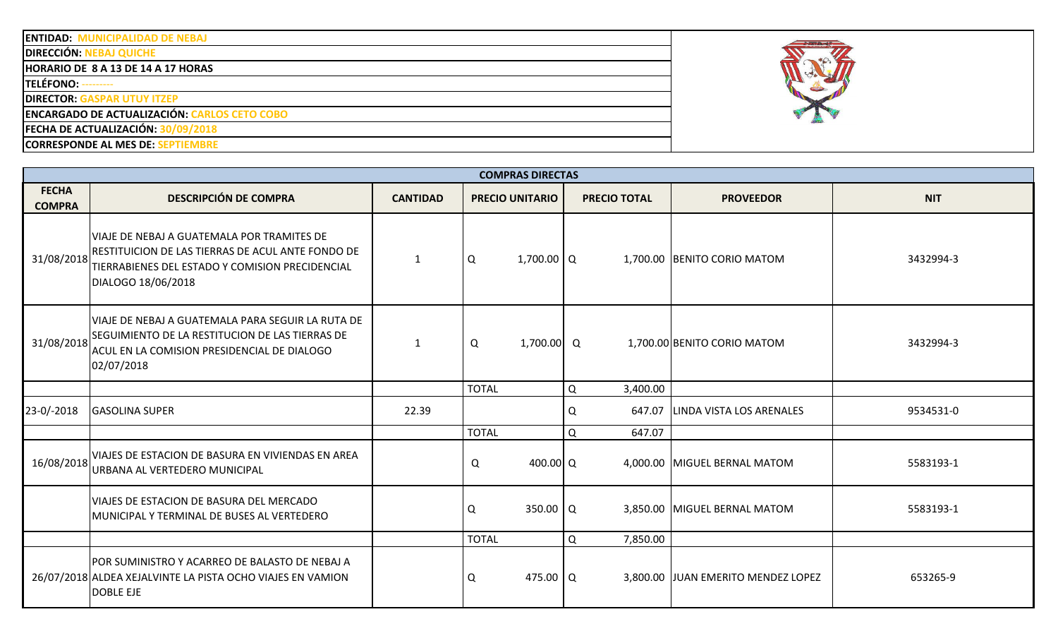**ENTIDAD:** MUNICIPALIDAD DE NEBAJ
**DIRECCIÓN:** NEBAJ QUICHE
**HORARIO DE 8 A 13 DE 14 A 17 HORAS**
**TELÉFONO:** ---------
**DIRECTOR:** GASPAR UTUY ITZEP
**ENCARGADO DE ACTUALIZACIÓN:** CARLOS CETO COBO
**FECHA DE ACTUALIZACIÓN:** 30/09/2018
**CORRESPONDE AL MES DE:** SEPTIEMBRE

## COMPRAS DIRECTAS

| FECHA COMPRA | DESCRIPCIÓN DE COMPRA | CANTIDAD | PRECIO UNITARIO | PRECIO TOTAL | PROVEEDOR | NIT |
|---|---|---|---|---|---|---|
| 31/08/2018 | VIAJE DE NEBAJ A GUATEMALA POR TRAMITES DE RESTITUICION DE LAS TIERRAS DE ACUL ANTE FONDO DE TIERRABIENES DEL ESTADO Y COMISION PRECIDENCIAL DIALOGO 18/06/2018 | 1 | Q 1,700.00 | Q 1,700.00 | BENITO CORIO MATOM | 3432994-3 |
| 31/08/2018 | VIAJE DE NEBAJ A GUATEMALA PARA SEGUIR LA RUTA DE SEGUIMIENTO DE LA RESTITUCION DE LAS TIERRAS DE ACUL EN LA COMISION PRESIDENCIAL DE DIALOGO 02/07/2018 | 1 | Q 1,700.00 | Q 1,700.00 | BENITO CORIO MATOM | 3432994-3 |
| | | | TOTAL | Q 3,400.00 | | |
| 23-0/-2018 | GASOLINA SUPER | 22.39 | | Q 647.07 | LINDA VISTA LOS ARENALES | 9534531-0 |
| | | | TOTAL | Q 647.07 | | |
| 16/08/2018 | VIAJES DE ESTACION DE BASURA EN VIVIENDAS EN AREA URBANA AL VERTEDERO MUNICIPAL | | Q 400.00 | Q 4,000.00 | MIGUEL BERNAL MATOM | 5583193-1 |
| | VIAJES DE ESTACION DE BASURA DEL MERCADO MUNICIPAL Y TERMINAL DE BUSES AL VERTEDERO | | Q 350.00 | Q 3,850.00 | MIGUEL BERNAL MATOM | 5583193-1 |
| | | | TOTAL | Q 7,850.00 | | |
| 26/07/2018 | POR SUMINISTRO Y ACARREO DE BALASTO DE NEBAJ A ALDEA XEJALVINTE LA PISTA OCHO VIAJES EN VAMION DOBLE EJE | | Q 475.00 | Q 3,800.00 | JUAN EMERITO MENDEZ LOPEZ | 653265-9 |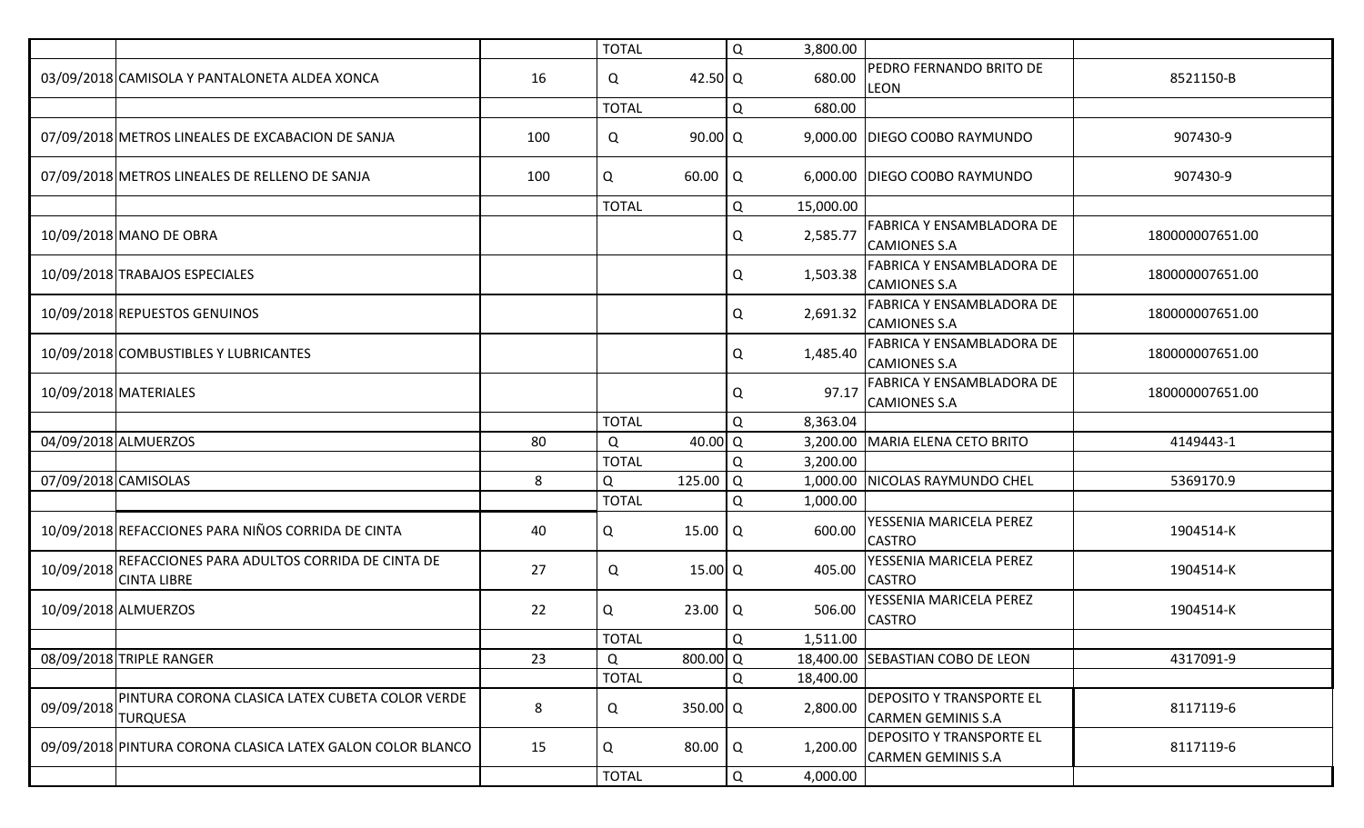| | | | | | | | | |
|---|---|---|---|---|---|---|---|---|
| | | | TOTAL | | Q | 3,800.00 | | |
| 03/09/2018 | CAMISOLA Y PANTALONETA ALDEA XONCA | 16 | Q | 42.50 | Q | 680.00 | PEDRO FERNANDO BRITO DE LEON | 8521150-B |
| | | | TOTAL | | Q | 680.00 | | |
| 07/09/2018 | METROS LINEALES DE EXCABACION DE SANJA | 100 | Q | 90.00 | Q | 9,000.00 | DIEGO CO0BO RAYMUNDO | 907430-9 |
| 07/09/2018 | METROS LINEALES DE RELLENO DE SANJA | 100 | Q | 60.00 | Q | 6,000.00 | DIEGO CO0BO RAYMUNDO | 907430-9 |
| | | | TOTAL | | Q | 15,000.00 | | |
| 10/09/2018 | MANO DE OBRA | | | | Q | 2,585.77 | FABRICA Y ENSAMBLADORA DE CAMIONES S.A | 180000007651.00 |
| 10/09/2018 | TRABAJOS ESPECIALES | | | | Q | 1,503.38 | FABRICA Y ENSAMBLADORA DE CAMIONES S.A | 180000007651.00 |
| 10/09/2018 | REPUESTOS GENUINOS | | | | Q | 2,691.32 | FABRICA Y ENSAMBLADORA DE CAMIONES S.A | 180000007651.00 |
| 10/09/2018 | COMBUSTIBLES Y LUBRICANTES | | | | Q | 1,485.40 | FABRICA Y ENSAMBLADORA DE CAMIONES S.A | 180000007651.00 |
| 10/09/2018 | MATERIALES | | | | Q | 97.17 | FABRICA Y ENSAMBLADORA DE CAMIONES S.A | 180000007651.00 |
| | | | TOTAL | | Q | 8,363.04 | | |
| 04/09/2018 | ALMUERZOS | 80 | Q | 40.00 | Q | 3,200.00 | MARIA ELENA CETO BRITO | 4149443-1 |
| | | | TOTAL | | Q | 3,200.00 | | |
| 07/09/2018 | CAMISOLAS | 8 | Q | 125.00 | Q | 1,000.00 | NICOLAS RAYMUNDO CHEL | 5369170.9 |
| | | | TOTAL | | Q | 1,000.00 | | |
| 10/09/2018 | REFACCIONES PARA NIÑOS CORRIDA DE CINTA | 40 | Q | 15.00 | Q | 600.00 | YESSENIA MARICELA PEREZ CASTRO | 1904514-K |
| 10/09/2018 | REFACCIONES PARA ADULTOS CORRIDA DE CINTA DE CINTA LIBRE | 27 | Q | 15.00 | Q | 405.00 | YESSENIA MARICELA PEREZ CASTRO | 1904514-K |
| 10/09/2018 | ALMUERZOS | 22 | Q | 23.00 | Q | 506.00 | YESSENIA MARICELA PEREZ CASTRO | 1904514-K |
| | | | TOTAL | | Q | 1,511.00 | | |
| 08/09/2018 | TRIPLE RANGER | 23 | Q | 800.00 | Q | 18,400.00 | SEBASTIAN COBO DE LEON | 4317091-9 |
| | | | TOTAL | | Q | 18,400.00 | | |
| 09/09/2018 | PINTURA CORONA CLASICA LATEX CUBETA COLOR VERDE TURQUESA | 8 | Q | 350.00 | Q | 2,800.00 | DEPOSITO Y TRANSPORTE EL CARMEN GEMINIS S.A | 8117119-6 |
| 09/09/2018 | PINTURA CORONA CLASICA LATEX GALON COLOR BLANCO | 15 | Q | 80.00 | Q | 1,200.00 | DEPOSITO Y TRANSPORTE EL CARMEN GEMINIS S.A | 8117119-6 |
| | | | TOTAL | | Q | 4,000.00 | | |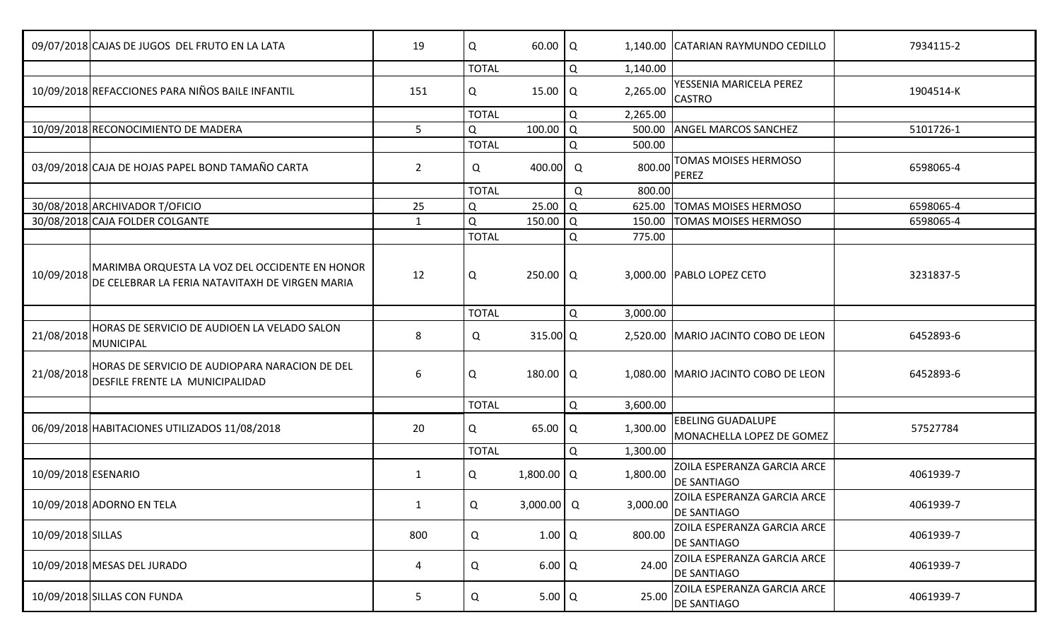| | | | | | | |
|---|---|---|---|---|---|---|
| 09/07/2018 | CAJAS DE JUGOS DEL FRUTO EN LA LATA | 19 | Q 60.00 | Q 1,140.00 | CATARIAN RAYMUNDO CEDILLO | 7934115-2 |
| | | | TOTAL | Q 1,140.00 | | |
| 10/09/2018 | REFACCIONES PARA NIÑOS BAILE INFANTIL | 151 | Q 15.00 | Q 2,265.00 | YESSENIA MARICELA PEREZ CASTRO | 1904514-K |
| | | | TOTAL | Q 2,265.00 | | |
| 10/09/2018 | RECONOCIMIENTO DE MADERA | 5 | Q 100.00 | Q 500.00 | ANGEL MARCOS SANCHEZ | 5101726-1 |
| | | | TOTAL | Q 500.00 | | |
| 03/09/2018 | CAJA DE HOJAS PAPEL BOND TAMAÑO CARTA | 2 | Q 400.00 | Q 800.00 | TOMAS MOISES HERMOSO PEREZ | 6598065-4 |
| | | | TOTAL | Q 800.00 | | |
| 30/08/2018 | ARCHIVADOR T/OFICIO | 25 | Q 25.00 | Q 625.00 | TOMAS MOISES HERMOSO | 6598065-4 |
| 30/08/2018 | CAJA FOLDER COLGANTE | 1 | Q 150.00 | Q 150.00 | TOMAS MOISES HERMOSO | 6598065-4 |
| | | | TOTAL | Q 775.00 | | |
| 10/09/2018 | MARIMBA ORQUESTA LA VOZ DEL OCCIDENTE EN HONOR DE CELEBRAR LA FERIA NATAVITAXH DE VIRGEN MARIA | 12 | Q 250.00 | Q 3,000.00 | PABLO LOPEZ CETO | 3231837-5 |
| | | | TOTAL | Q 3,000.00 | | |
| 21/08/2018 | HORAS DE SERVICIO DE AUDIOEN LA VELADO SALON MUNICIPAL | 8 | Q 315.00 | Q 2,520.00 | MARIO JACINTO COBO DE LEON | 6452893-6 |
| 21/08/2018 | HORAS DE SERVICIO DE AUDIOPARA NARACION DE DEL DESFILE FRENTE LA MUNICIPALIDAD | 6 | Q 180.00 | Q 1,080.00 | MARIO JACINTO COBO DE LEON | 6452893-6 |
| | | | TOTAL | Q 3,600.00 | | |
| 06/09/2018 | HABITACIONES UTILIZADOS 11/08/2018 | 20 | Q 65.00 | Q 1,300.00 | EBELING GUADALUPE MONACHELLA LOPEZ DE GOMEZ | 57527784 |
| | | | TOTAL | Q 1,300.00 | | |
| 10/09/2018 | ESENARIO | 1 | Q 1,800.00 | Q 1,800.00 | ZOILA ESPERANZA GARCIA ARCE DE SANTIAGO | 4061939-7 |
| 10/09/2018 | ADORNO EN TELA | 1 | Q 3,000.00 | Q 3,000.00 | ZOILA ESPERANZA GARCIA ARCE DE SANTIAGO | 4061939-7 |
| 10/09/2018 | SILLAS | 800 | Q 1.00 | Q 800.00 | ZOILA ESPERANZA GARCIA ARCE DE SANTIAGO | 4061939-7 |
| 10/09/2018 | MESAS DEL JURADO | 4 | Q 6.00 | Q 24.00 | ZOILA ESPERANZA GARCIA ARCE DE SANTIAGO | 4061939-7 |
| 10/09/2018 | SILLAS CON FUNDA | 5 | Q 5.00 | Q 25.00 | ZOILA ESPERANZA GARCIA ARCE DE SANTIAGO | 4061939-7 |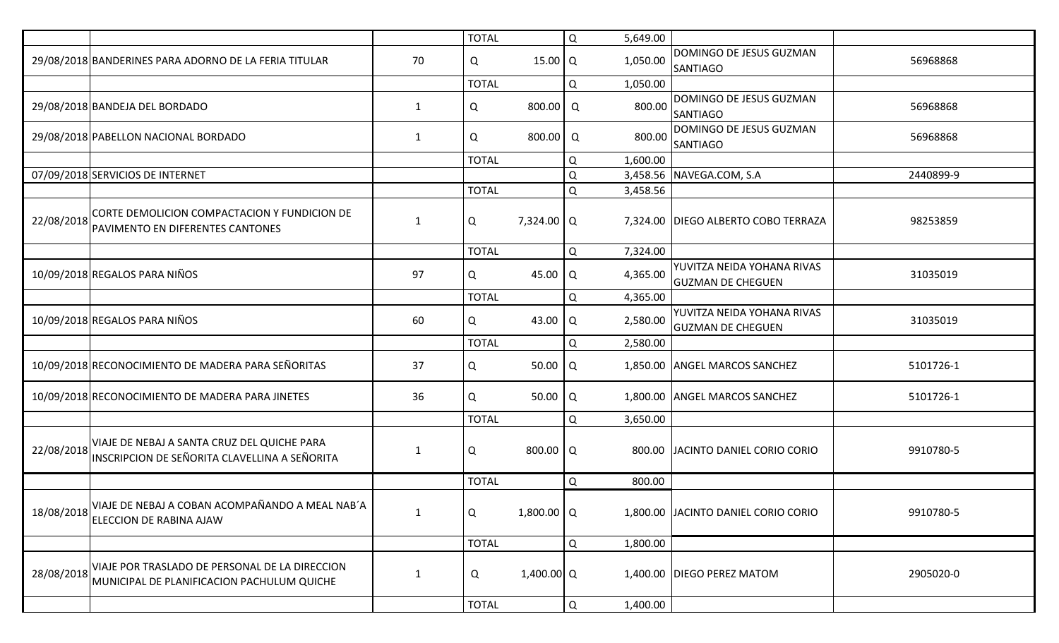| | | | | | | | | |
|---|---|---|---|---|---|---|---|---|
| | | | TOTAL | | Q | 5,649.00 | | |
| 29/08/2018 | BANDERINES PARA ADORNO DE LA FERIA TITULAR | 70 | Q | 15.00 | Q | 1,050.00 | DOMINGO DE JESUS GUZMAN SANTIAGO | 56968868 |
| | | | TOTAL | | Q | 1,050.00 | | |
| 29/08/2018 | BANDEJA DEL BORDADO | 1 | Q | 800.00 | Q | 800.00 | DOMINGO DE JESUS GUZMAN SANTIAGO | 56968868 |
| 29/08/2018 | PABELLON NACIONAL BORDADO | 1 | Q | 800.00 | Q | 800.00 | DOMINGO DE JESUS GUZMAN SANTIAGO | 56968868 |
| | | | TOTAL | | Q | 1,600.00 | | |
| 07/09/2018 | SERVICIOS DE INTERNET | | | | Q | 3,458.56 | NAVEGA.COM, S.A | 2440899-9 |
| | | | TOTAL | | Q | 3,458.56 | | |
| 22/08/2018 | CORTE DEMOLICION COMPACTACION Y FUNDICION DE PAVIMENTO EN DIFERENTES CANTONES | 1 | Q | 7,324.00 | Q | 7,324.00 | DIEGO ALBERTO COBO TERRAZA | 98253859 |
| | | | TOTAL | | Q | 7,324.00 | | |
| 10/09/2018 | REGALOS PARA NIÑOS | 97 | Q | 45.00 | Q | 4,365.00 | YUVITZA NEIDA YOHANA RIVAS GUZMAN DE CHEGUEN | 31035019 |
| | | | TOTAL | | Q | 4,365.00 | | |
| 10/09/2018 | REGALOS PARA NIÑOS | 60 | Q | 43.00 | Q | 2,580.00 | YUVITZA NEIDA YOHANA RIVAS GUZMAN DE CHEGUEN | 31035019 |
| | | | TOTAL | | Q | 2,580.00 | | |
| 10/09/2018 | RECONOCIMIENTO DE MADERA PARA SEÑORITAS | 37 | Q | 50.00 | Q | 1,850.00 | ANGEL MARCOS SANCHEZ | 5101726-1 |
| 10/09/2018 | RECONOCIMIENTO DE MADERA PARA JINETES | 36 | Q | 50.00 | Q | 1,800.00 | ANGEL MARCOS SANCHEZ | 5101726-1 |
| | | | TOTAL | | Q | 3,650.00 | | |
| 22/08/2018 | VIAJE DE NEBAJ A SANTA CRUZ DEL QUICHE PARA INSCRIPCION DE SEÑORITA CLAVELLINA A SEÑORITA | 1 | Q | 800.00 | Q | 800.00 | JACINTO DANIEL CORIO CORIO | 9910780-5 |
| | | | TOTAL | | Q | 800.00 | | |
| 18/08/2018 | VIAJE DE NEBAJ A COBAN ACOMPAÑANDO A MEAL NAB´A ELECCION DE RABINA AJAW | 1 | Q | 1,800.00 | Q | 1,800.00 | JACINTO DANIEL CORIO CORIO | 9910780-5 |
| | | | TOTAL | | Q | 1,800.00 | | |
| 28/08/2018 | VIAJE POR TRASLADO DE PERSONAL DE LA DIRECCION MUNICIPAL DE PLANIFICACION PACHULUM QUICHE | 1 | Q | 1,400.00 | Q | 1,400.00 | DIEGO PEREZ MATOM | 2905020-0 |
| | | | TOTAL | | Q | 1,400.00 | | |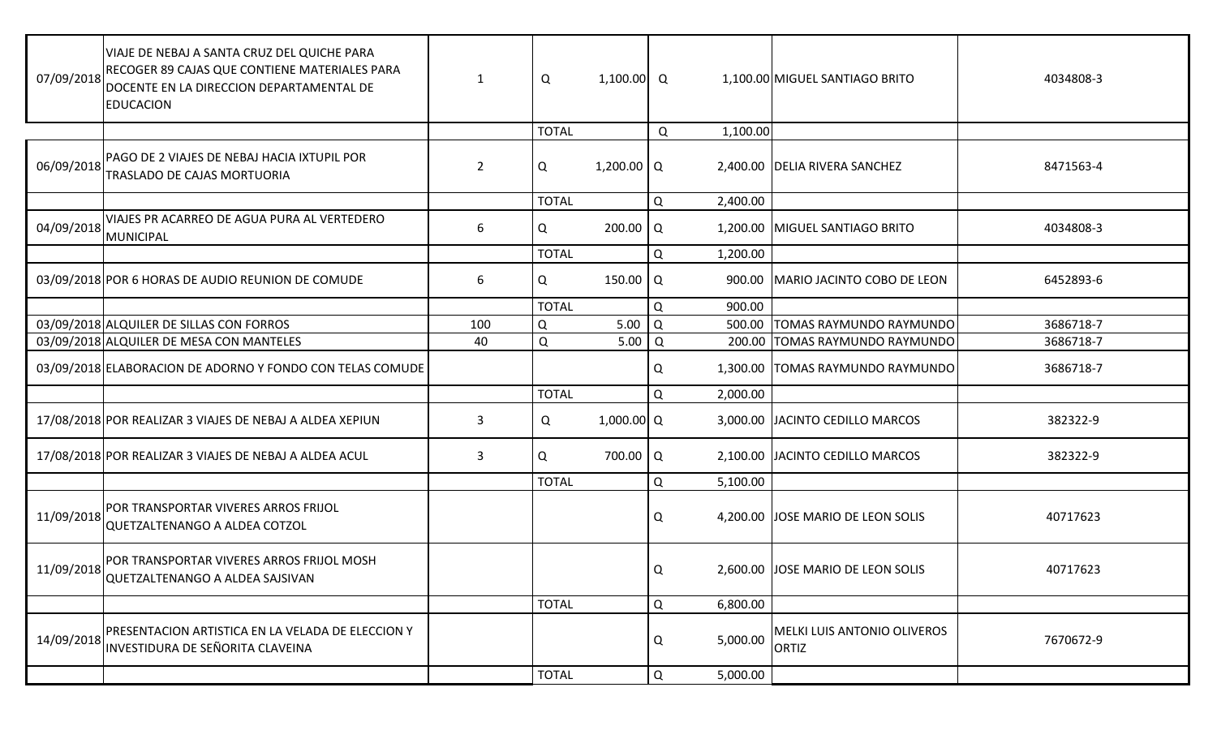| | | | | | | | | |
|---|---|---|---|---|---|---|---|---|
| 07/09/2018 | VIAJE DE NEBAJ A SANTA CRUZ DEL QUICHE PARA RECOGER 89 CAJAS QUE CONTIENE MATERIALES PARA DOCENTE EN LA DIRECCION DEPARTAMENTAL DE EDUCACION | 1 | Q | 1,100.00 | Q | 1,100.00 | MIGUEL SANTIAGO BRITO | 4034808-3 |
| | | | TOTAL | | Q | 1,100.00 | | |
| 06/09/2018 | PAGO DE 2 VIAJES DE NEBAJ HACIA IXTUPIL POR TRASLADO DE CAJAS MORTUORIA | 2 | Q | 1,200.00 | Q | 2,400.00 | DELIA RIVERA SANCHEZ | 8471563-4 |
| | | | TOTAL | | Q | 2,400.00 | | |
| 04/09/2018 | VIAJES PR ACARREO DE AGUA PURA AL VERTEDERO MUNICIPAL | 6 | Q | 200.00 | Q | 1,200.00 | MIGUEL SANTIAGO BRITO | 4034808-3 |
| | | | TOTAL | | Q | 1,200.00 | | |
| 03/09/2018 | POR 6 HORAS DE AUDIO REUNION DE COMUDE | 6 | Q | 150.00 | Q | 900.00 | MARIO JACINTO COBO DE LEON | 6452893-6 |
| | | | TOTAL | | Q | 900.00 | | |
| 03/09/2018 | ALQUILER DE SILLAS CON FORROS | 100 | Q | 5.00 | Q | 500.00 | TOMAS RAYMUNDO RAYMUNDO | 3686718-7 |
| 03/09/2018 | ALQUILER DE MESA CON MANTELES | 40 | Q | 5.00 | Q | 200.00 | TOMAS RAYMUNDO RAYMUNDO | 3686718-7 |
| 03/09/2018 | ELABORACION DE ADORNO Y FONDO CON TELAS COMUDE | | | | Q | 1,300.00 | TOMAS RAYMUNDO RAYMUNDO | 3686718-7 |
| | | | TOTAL | | Q | 2,000.00 | | |
| 17/08/2018 | POR REALIZAR 3 VIAJES DE NEBAJ A ALDEA XEPIUN | 3 | Q | 1,000.00 | Q | 3,000.00 | JACINTO CEDILLO MARCOS | 382322-9 |
| 17/08/2018 | POR REALIZAR 3 VIAJES DE NEBAJ A ALDEA ACUL | 3 | Q | 700.00 | Q | 2,100.00 | JACINTO CEDILLO MARCOS | 382322-9 |
| | | | TOTAL | | Q | 5,100.00 | | |
| 11/09/2018 | POR TRANSPORTAR VIVERES ARROS FRIJOL QUETZALTENANGO A ALDEA COTZOL | | | | Q | 4,200.00 | JOSE MARIO DE LEON SOLIS | 40717623 |
| 11/09/2018 | POR TRANSPORTAR VIVERES ARROS FRIJOL MOSH QUETZALTENANGO A ALDEA SAJSIVAN | | | | Q | 2,600.00 | JOSE MARIO DE LEON SOLIS | 40717623 |
| | | | TOTAL | | Q | 6,800.00 | | |
| 14/09/2018 | PRESENTACION ARTISTICA EN LA VELADA DE ELECCION Y INVESTIDURA DE SEÑORITA CLAVEINA | | | | Q | 5,000.00 | MELKI LUIS ANTONIO OLIVEROS ORTIZ | 7670672-9 |
| | | | TOTAL | | Q | 5,000.00 | | |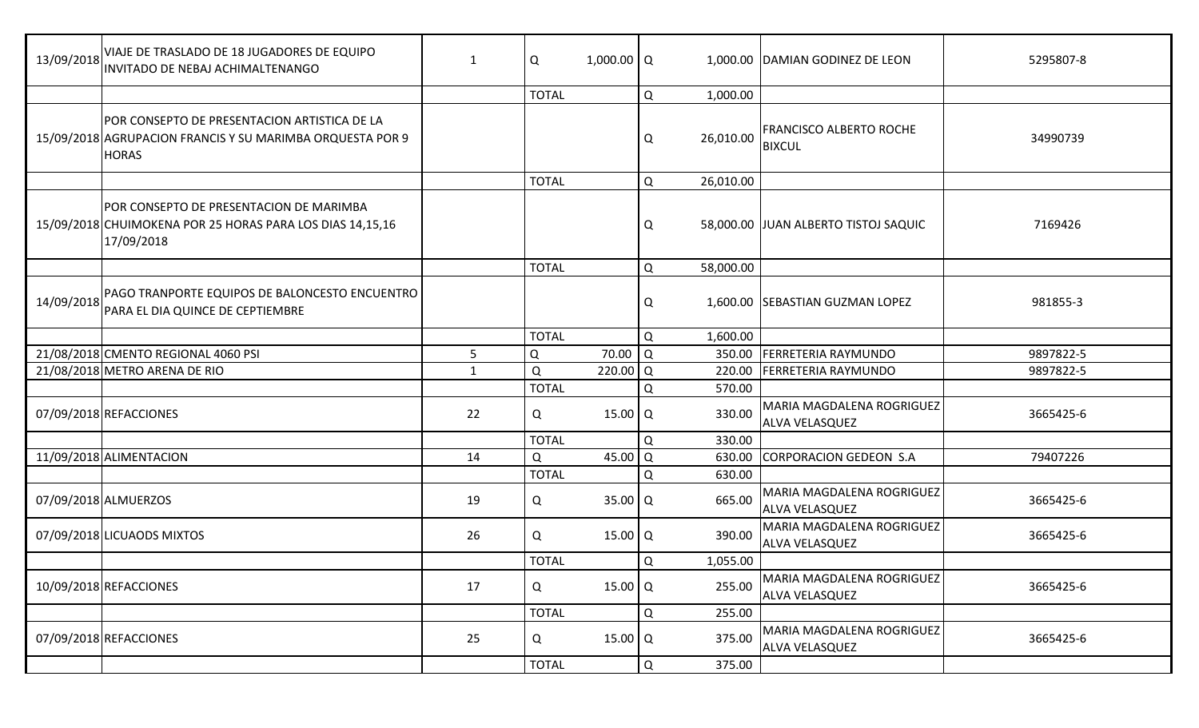| | | | | | | |
|---|---|---|---|---|---|---|
| 13/09/2018 | VIAJE DE TRASLADO DE 18 JUGADORES DE EQUIPO INVITADO DE NEBAJ ACHIMALTENANGO | 1 | Q 1,000.00 | Q 1,000.00 | DAMIAN GODINEZ DE LEON | 5295807-8 |
| | | | TOTAL | Q 1,000.00 | | |
| 15/09/2018 | POR CONSEPTO DE PRESENTACION ARTISTICA DE LA AGRUPACION FRANCIS Y SU MARIMBA ORQUESTA POR 9 HORAS | | | Q 26,010.00 | FRANCISCO ALBERTO ROCHE BIXCUL | 34990739 |
| | | | TOTAL | Q 26,010.00 | | |
| 15/09/2018 | POR CONSEPTO DE PRESENTACION DE MARIMBA CHUIMOKENA POR 25 HORAS PARA LOS DIAS 14,15,16 17/09/2018 | | | Q 58,000.00 | JUAN ALBERTO TISTOJ SAQUIC | 7169426 |
| | | | TOTAL | Q 58,000.00 | | |
| 14/09/2018 | PAGO TRANPORTE EQUIPOS DE BALONCESTO ENCUENTRO PARA EL DIA QUINCE DE CEPTIEMBRE | | | Q 1,600.00 | SEBASTIAN GUZMAN LOPEZ | 981855-3 |
| | | | TOTAL | Q 1,600.00 | | |
| 21/08/2018 | CMENTO REGIONAL 4060 PSI | 5 | Q 70.00 | Q 350.00 | FERRETERIA RAYMUNDO | 9897822-5 |
| 21/08/2018 | METRO ARENA DE RIO | 1 | Q 220.00 | Q 220.00 | FERRETERIA RAYMUNDO | 9897822-5 |
| | | | TOTAL | Q 570.00 | | |
| 07/09/2018 | REFACCIONES | 22 | Q 15.00 | Q 330.00 | MARIA MAGDALENA ROGRIGUEZ ALVA VELASQUEZ | 3665425-6 |
| | | | TOTAL | Q 330.00 | | |
| 11/09/2018 | ALIMENTACION | 14 | Q 45.00 | Q 630.00 | CORPORACION GEDEON S.A | 79407226 |
| | | | TOTAL | Q 630.00 | | |
| 07/09/2018 | ALMUERZOS | 19 | Q 35.00 | Q 665.00 | MARIA MAGDALENA ROGRIGUEZ ALVA VELASQUEZ | 3665425-6 |
| 07/09/2018 | LICUAODS MIXTOS | 26 | Q 15.00 | Q 390.00 | MARIA MAGDALENA ROGRIGUEZ ALVA VELASQUEZ | 3665425-6 |
| | | | TOTAL | Q 1,055.00 | | |
| 10/09/2018 | REFACCIONES | 17 | Q 15.00 | Q 255.00 | MARIA MAGDALENA ROGRIGUEZ ALVA VELASQUEZ | 3665425-6 |
| | | | TOTAL | Q 255.00 | | |
| 07/09/2018 | REFACCIONES | 25 | Q 15.00 | Q 375.00 | MARIA MAGDALENA ROGRIGUEZ ALVA VELASQUEZ | 3665425-6 |
| | | | TOTAL | Q 375.00 | | |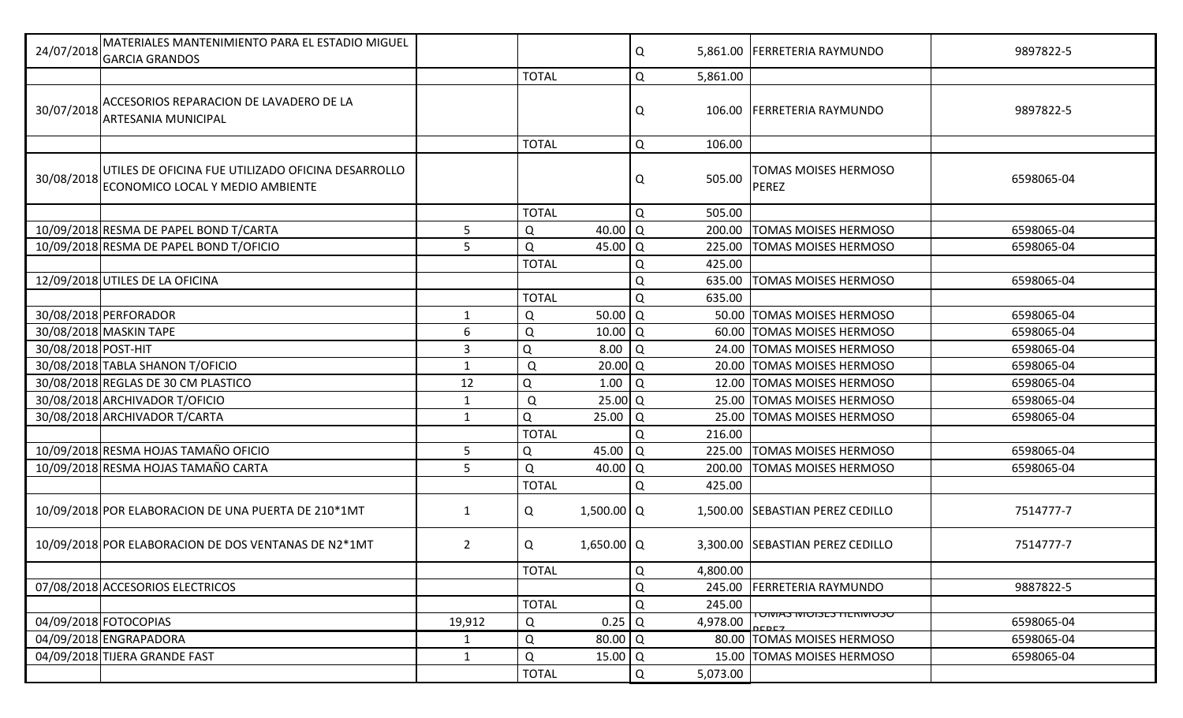| | | | | | | |
|---|---|---|---|---|---|---|
| 24/07/2018 | MATERIALES MANTENIMIENTO PARA EL ESTADIO MIGUEL GARCIA GRANDOS | | | Q 5,861.00 | FERRETERIA RAYMUNDO | 9897822-5 |
| | | | TOTAL | Q 5,861.00 | | |
| 30/07/2018 | ACCESORIOS REPARACION DE LAVADERO DE LA ARTESANIA MUNICIPAL | | | Q 106.00 | FERRETERIA RAYMUNDO | 9897822-5 |
| | | | TOTAL | Q 106.00 | | |
| 30/08/2018 | UTILES DE OFICINA FUE UTILIZADO OFICINA DESARROLLO ECONOMICO LOCAL Y MEDIO AMBIENTE | | | Q 505.00 | TOMAS MOISES HERMOSO PEREZ | 6598065-04 |
| | | | TOTAL | Q 505.00 | | |
| 10/09/2018 | RESMA DE PAPEL BOND T/CARTA | 5 | Q 40.00 | Q 200.00 | TOMAS MOISES HERMOSO | 6598065-04 |
| 10/09/2018 | RESMA DE PAPEL BOND T/OFICIO | 5 | Q 45.00 | Q 225.00 | TOMAS MOISES HERMOSO | 6598065-04 |
| | | | TOTAL | Q 425.00 | | |
| 12/09/2018 | UTILES DE LA OFICINA | | | Q 635.00 | TOMAS MOISES HERMOSO | 6598065-04 |
| | | | TOTAL | Q 635.00 | | |
| 30/08/2018 | PERFORADOR | 1 | Q 50.00 | Q 50.00 | TOMAS MOISES HERMOSO | 6598065-04 |
| 30/08/2018 | MASKIN TAPE | 6 | Q 10.00 | Q 60.00 | TOMAS MOISES HERMOSO | 6598065-04 |
| 30/08/2018 | POST-HIT | 3 | Q 8.00 | Q 24.00 | TOMAS MOISES HERMOSO | 6598065-04 |
| 30/08/2018 | TABLA SHANON T/OFICIO | 1 | Q 20.00 | Q 20.00 | TOMAS MOISES HERMOSO | 6598065-04 |
| 30/08/2018 | REGLAS DE 30 CM PLASTICO | 12 | Q 1.00 | Q 12.00 | TOMAS MOISES HERMOSO | 6598065-04 |
| 30/08/2018 | ARCHIVADOR T/OFICIO | 1 | Q 25.00 | Q 25.00 | TOMAS MOISES HERMOSO | 6598065-04 |
| 30/08/2018 | ARCHIVADOR T/CARTA | 1 | Q 25.00 | Q 25.00 | TOMAS MOISES HERMOSO | 6598065-04 |
| | | | TOTAL | Q 216.00 | | |
| 10/09/2018 | RESMA HOJAS TAMAÑO OFICIO | 5 | Q 45.00 | Q 225.00 | TOMAS MOISES HERMOSO | 6598065-04 |
| 10/09/2018 | RESMA HOJAS TAMAÑO CARTA | 5 | Q 40.00 | Q 200.00 | TOMAS MOISES HERMOSO | 6598065-04 |
| | | | TOTAL | Q 425.00 | | |
| 10/09/2018 | POR ELABORACION DE UNA PUERTA DE 210*1MT | 1 | Q 1,500.00 | Q 1,500.00 | SEBASTIAN PEREZ CEDILLO | 7514777-7 |
| 10/09/2018 | POR ELABORACION DE DOS VENTANAS DE N2*1MT | 2 | Q 1,650.00 | Q 3,300.00 | SEBASTIAN PEREZ CEDILLO | 7514777-7 |
| | | | TOTAL | Q 4,800.00 | | |
| 07/08/2018 | ACCESORIOS ELECTRICOS | | | Q 245.00 | FERRETERIA RAYMUNDO | 9887822-5 |
| | | | TOTAL | Q 245.00 | | |
| 04/09/2018 | FOTOCOPIAS | 19,912 | Q 0.25 | Q 4,978.00 | TOMAS MOISES HERMOSO PEREZ | 6598065-04 |
| 04/09/2018 | ENGRAPADORA | 1 | Q 80.00 | Q 80.00 | TOMAS MOISES HERMOSO | 6598065-04 |
| 04/09/2018 | TIJERA GRANDE FAST | 1 | Q 15.00 | Q 15.00 | TOMAS MOISES HERMOSO | 6598065-04 |
| | | | TOTAL | Q 5,073.00 | | |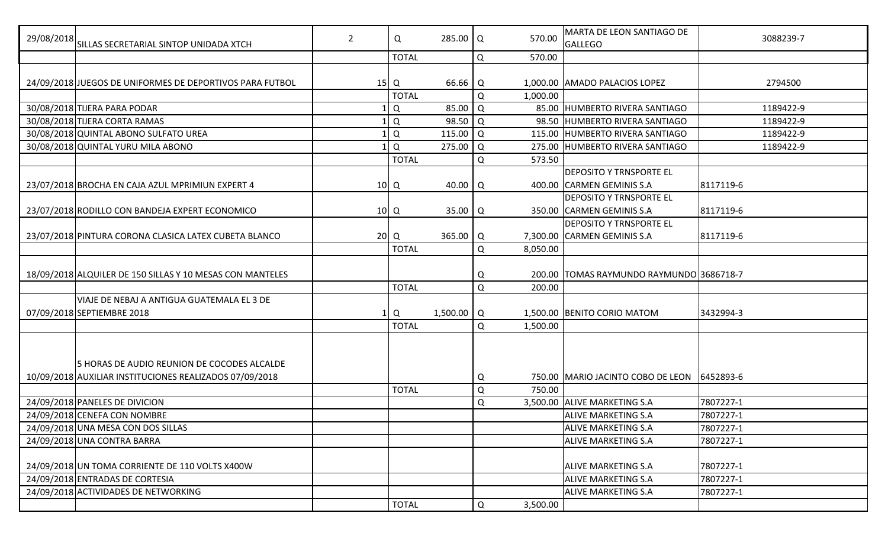| | | | | | | | | |
|---|---|---|---|---|---|---|---|---|
| 29/08/2018 | SILLAS SECRETARIAL SINTOP UNIDADA XTCH | 2 | Q | 285.00 | Q | 570.00 | MARTA DE LEON SANTIAGO DE GALLEGO | 3088239-7 |
| | | | TOTAL | | Q | 570.00 | | |
| 24/09/2018 | JUEGOS DE UNIFORMES DE DEPORTIVOS PARA FUTBOL | 15 | Q | 66.66 | Q | 1,000.00 | AMADO PALACIOS LOPEZ | 2794500 |
| | | | TOTAL | | Q | 1,000.00 | | |
| 30/08/2018 | TIJERA PARA PODAR | 1 | Q | 85.00 | Q | 85.00 | HUMBERTO RIVERA SANTIAGO | 1189422-9 |
| 30/08/2018 | TIJERA CORTA RAMAS | 1 | Q | 98.50 | Q | 98.50 | HUMBERTO RIVERA SANTIAGO | 1189422-9 |
| 30/08/2018 | QUINTAL ABONO SULFATO UREA | 1 | Q | 115.00 | Q | 115.00 | HUMBERTO RIVERA SANTIAGO | 1189422-9 |
| 30/08/2018 | QUINTAL YURU MILA ABONO | 1 | Q | 275.00 | Q | 275.00 | HUMBERTO RIVERA SANTIAGO | 1189422-9 |
| | | | TOTAL | | Q | 573.50 | | |
| 23/07/2018 | BROCHA EN CAJA AZUL MPRIMIUN EXPERT 4 | 10 | Q | 40.00 | Q | 400.00 | DEPOSITO Y TRNSPORTE EL CARMEN GEMINIS S.A | 8117119-6 |
| 23/07/2018 | RODILLO CON BANDEJA EXPERT ECONOMICO | 10 | Q | 35.00 | Q | 350.00 | DEPOSITO Y TRNSPORTE EL CARMEN GEMINIS S.A | 8117119-6 |
| 23/07/2018 | PINTURA CORONA CLASICA LATEX CUBETA BLANCO | 20 | Q | 365.00 | Q | 7,300.00 | DEPOSITO Y TRNSPORTE EL CARMEN GEMINIS S.A | 8117119-6 |
| | | | TOTAL | | Q | 8,050.00 | | |
| 18/09/2018 | ALQUILER DE 150 SILLAS Y 10 MESAS CON MANTELES | | | | Q | 200.00 | TOMAS RAYMUNDO RAYMUNDO | 3686718-7 |
| | | | TOTAL | | Q | 200.00 | | |
| 07/09/2018 | VIAJE DE NEBAJ A ANTIGUA GUATEMALA EL 3 DE SEPTIEMBRE 2018 | 1 | Q | 1,500.00 | Q | 1,500.00 | BENITO CORIO MATOM | 3432994-3 |
| | | | TOTAL | | Q | 1,500.00 | | |
| 10/09/2018 | 5 HORAS DE AUDIO REUNION DE COCODES ALCALDE AUXILIAR INSTITUCIONES REALIZADOS 07/09/2018 | | | | Q | 750.00 | MARIO JACINTO COBO DE LEON | 6452893-6 |
| | | | TOTAL | | Q | 750.00 | | |
| 24/09/2018 | PANELES DE DIVICION | | | | Q | 3,500.00 | ALIVE MARKETING S.A | 7807227-1 |
| 24/09/2018 | CENEFA CON NOMBRE | | | | | | ALIVE MARKETING S.A | 7807227-1 |
| 24/09/2018 | UNA MESA CON DOS SILLAS | | | | | | ALIVE MARKETING S.A | 7807227-1 |
| 24/09/2018 | UNA CONTRA BARRA | | | | | | ALIVE MARKETING S.A | 7807227-1 |
| 24/09/2018 | UN TOMA CORRIENTE DE 110 VOLTS X400W | | | | | | ALIVE MARKETING S.A | 7807227-1 |
| 24/09/2018 | ENTRADAS DE CORTESIA | | | | | | ALIVE MARKETING S.A | 7807227-1 |
| 24/09/2018 | ACTIVIDADES DE NETWORKING | | | | | | ALIVE MARKETING S.A | 7807227-1 |
| | | | TOTAL | | Q | 3,500.00 | | |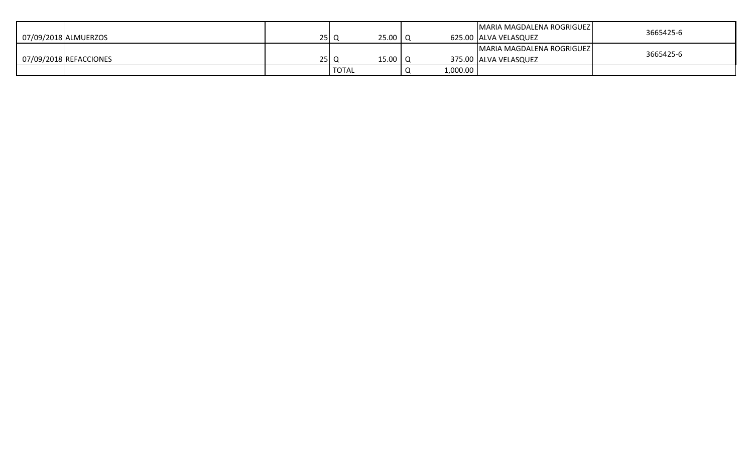| | | | | | | |
|---|---|---|---|---|---|---|
| 07/09/2018 | ALMUERZOS | 25 | Q 25.00 | Q 625.00 | MARIA MAGDALENA ROGRIGUEZ ALVA VELASQUEZ | 3665425-6 |
| 07/09/2018 | REFACCIONES | 25 | Q 15.00 | Q 375.00 | MARIA MAGDALENA ROGRIGUEZ ALVA VELASQUEZ | 3665425-6 |
| | | | TOTAL | Q 1,000.00 | | |